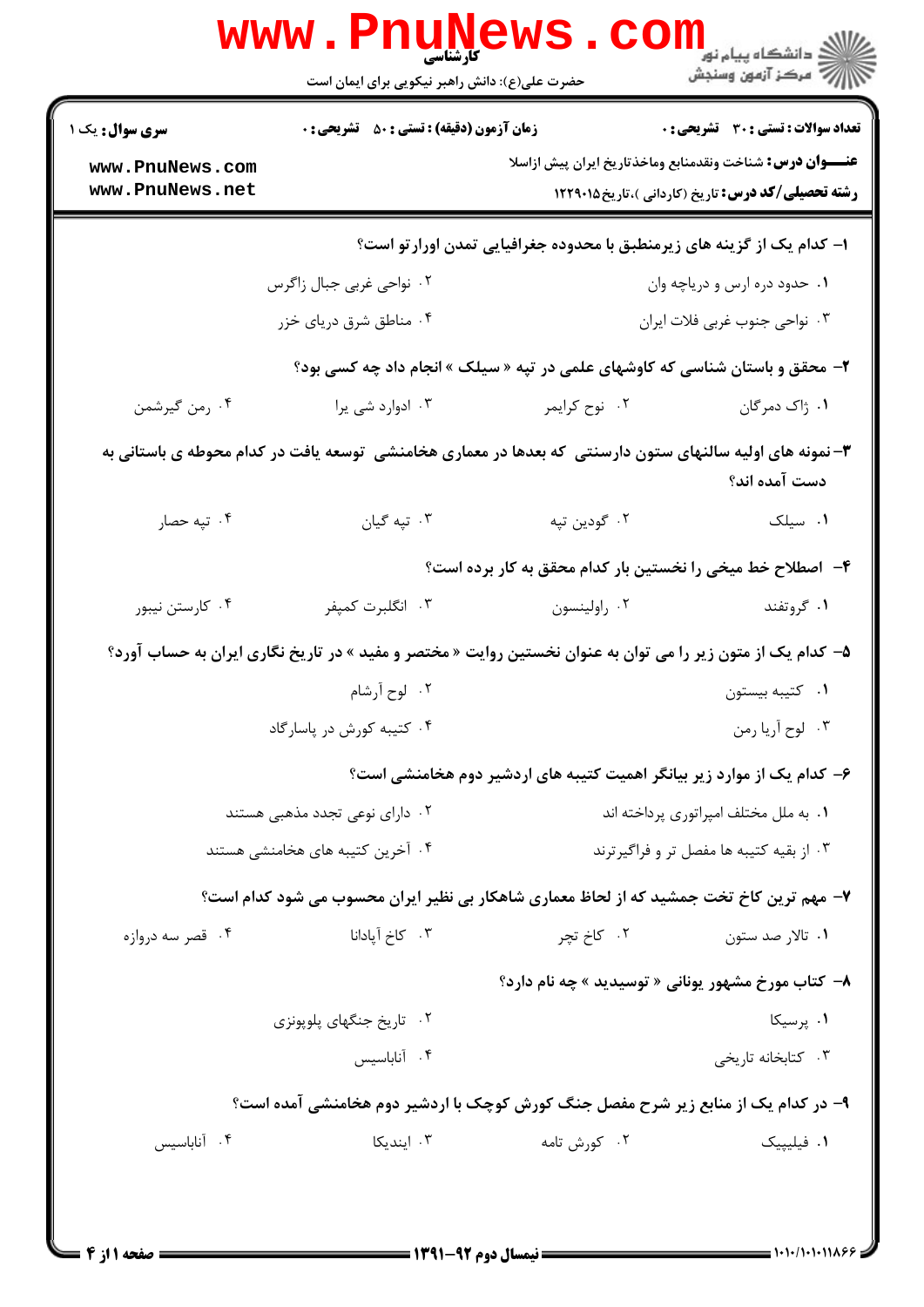**سری سوال:** یک ۱

**زمان آزمون (دقیقه) : تستی :** ۵۰ **تشریحی :** ۰

**تعداد سوالات : تستی :** ۳۰ **تشریحی :** ۰

**عنـــوان درس:** شناخت ونقدمنابع وماخذتاریخ ایران پیش ازاسلا

**رشته تحصیلی/کد درس:** تاریخ (کاردانی )،تاریخ۱۲۲۹۰۱۵

**۱–** کدام یک از گزینه های زیرمنطبق با محدوده جغرافیایی تمدن اورارتو است؟

۱. حدود دره ارس و دریاچه وان

۲. نواحی غربی جبال زاگرس

۳. نواحی جنوب غربی فلات ایران

۴. مناطق شرق دریای خزر

**۲–** محقق و باستان شناسی که کاوشهای علمی در تپه « سیلک » انجام داد چه کسی بود؟

۱. ژاک دمرگان

۲. نوح کرایمر

۳. ادوارد شی یرا

۴. رمن گیرشمن

**۳–** نمونه های اولیه سالنهای ستون دارسنتی که بعدها در معماری هخامنشی توسعه یافت در کدام محوطه ی باستانی به دست آمده اند؟

۱. سیلک

۲. گودین تپه

۳. تپه گیان

۴. تپه حصار

**۴–** اصطلاح خط میخی را نخستین بار کدام محقق به کار برده است؟

۱. گروتفند

۲. راولینسون

۳. انگلبرت کمپفر

۴. کارستن نیبور

**۵–** کدام یک از متون زیر را می توان به عنوان نخستین روایت « مختصر و مفید » در تاریخ نگاری ایران به حساب آورد؟

۱. کتیبه بیستون

۲. لوح آرشام

۳. لوح آریا رمن

۴. کتیبه کورش در پاسارگاد

**۶–** کدام یک از موارد زیر بیانگر اهمیت کتیبه های اردشیر دوم هخامنشی است؟

۱. به ملل مختلف امپراتوری پرداخته اند

۲. دارای نوعی تجدد مذهبی هستند

۳. از بقیه کتیبه ها مفصل تر و فراگیرترند

۴. آخرین کتیبه های هخامنشی هستند

**۷–** مهم ترین کاخ تخت جمشید که از لحاظ معماری شاهکار بی نظیر ایران محسوب می شود کدام است؟

۱. تالار صد ستون

۲. کاخ تچر

۳. کاخ آپادانا

۴. قصر سه دروازه

**۸–** کتاب مورخ مشهور یونانی « توسیدید » چه نام دارد؟

۱. پرسیکا

۲. تاریخ جنگهای پلوپونزی

۳. کتابخانه تاریخی

۴. آناباسیس

**۹–** در کدام یک از منابع زیر شرح مفصل جنگ کورش کوچک با اردشیر دوم هخامنشی آمده است؟

۱. فیلیپیک

۲. کورش نامه

۳. ایندیکا

۴. آناباسیس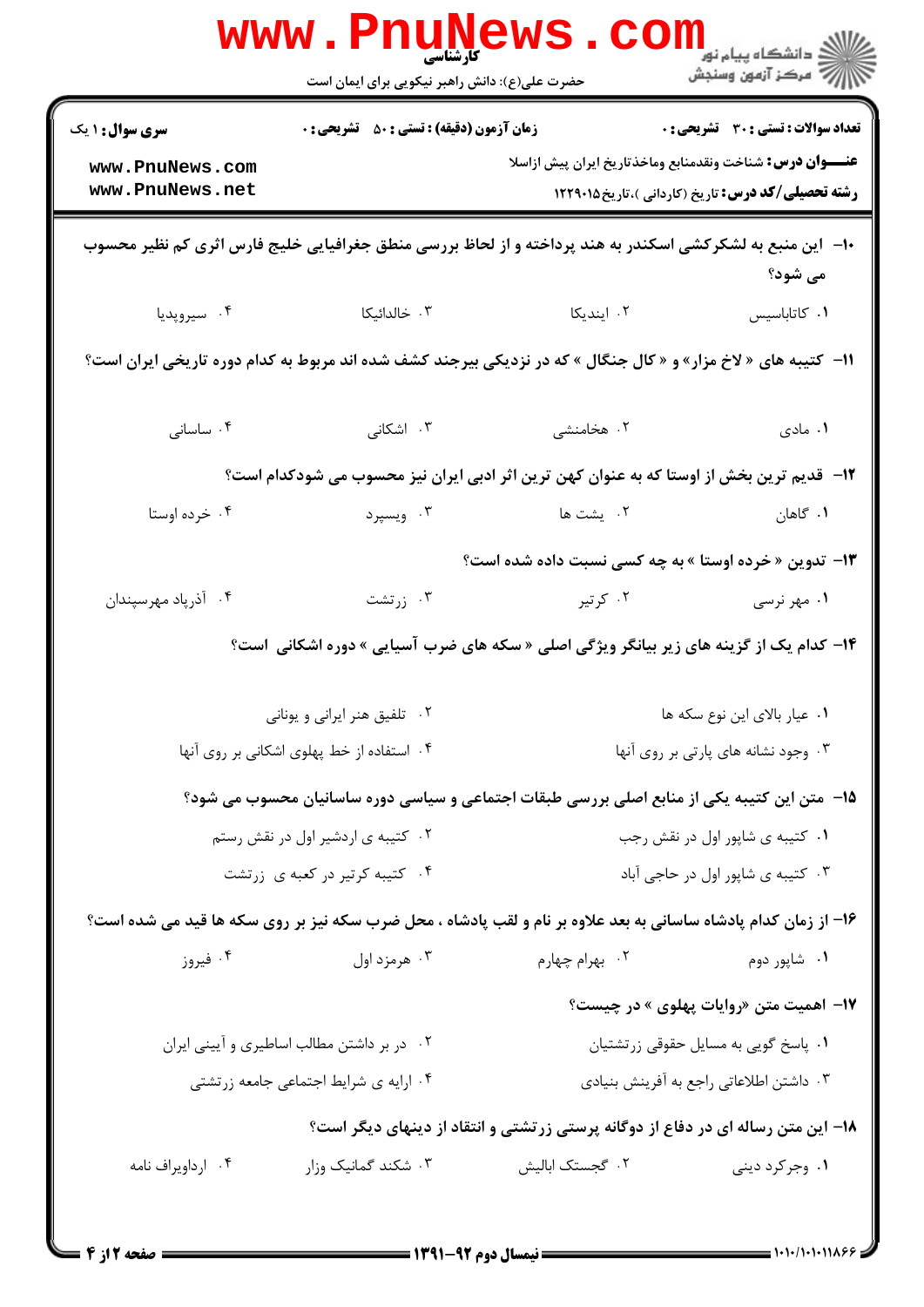**تعداد سوالات : تستی : ۳۰ تشریحی : ۰** | **زمان آزمون (دقیقه) : تستی : ۵۰ تشریحی : ۰** | **سری سوال : ۱ یک**

**عنـــوان درس:** شناخت ونقدمنابع وماخذتاریخ ایران پیش ازاسلا

**رشته تحصیلی/کد درس:** تاریخ (کاردانی )،تاریخ۱۲۲۹۰۱۵

۱۰- این منبع به لشکرکشی اسکندر به هند پرداخته و از لحاظ بررسی منطق جغرافیایی خلیج فارس اثری کم نظیر محسوب می شود؟

۱. کاتاباسیس
۲. ایندیکا
۳. خالدائیکا
۴. سیروپدیا

۱۱- کتیبه های « لاخ مزار» و « کال جنگال » که در نزدیکی بیرجند کشف شده اند مربوط به کدام دوره تاریخی ایران است؟

۱. مادی
۲. هخامنشی
۳. اشکانی
۴. ساسانی

۱۲- قدیم ترین بخش از اوستا که به عنوان کهن ترین اثر ادبی ایران نیز محسوب می شودکدام است؟

۱. گاهان
۲. یشت ها
۳. ویسپرد
۴. خرده اوستا

۱۳- تدوین « خرده اوستا » به چه کسی نسبت داده شده است؟

۱. مهر نرسی
۲. کرتیر
۳. زرتشت
۴. آذرپاد مهرسپندان

۱۴- کدام یک از گزینه های زیر بیانگر ویژگی اصلی « سکه های ضرب آسیایی » دوره اشکانی است؟

۱. عیار بالای این نوع سکه ها
۲. تلفیق هنر ایرانی و یونانی
۳. وجود نشانه های پارتی بر روی آنها
۴. استفاده از خط پهلوی اشکانی بر روی آنها

۱۵- متن این کتیبه یکی از منابع اصلی بررسی طبقات اجتماعی و سیاسی دوره ساسانیان محسوب می شود؟

۱. کتیبه ی شاپور اول در نقش رجب
۲. کتیبه ی اردشیر اول در نقش رستم
۳. کتیبه ی شاپور اول در حاجی آباد
۴. کتیبه کرتیر در کعبه ی زرتشت

۱۶- از زمان کدام پادشاه ساسانی به بعد علاوه بر نام و لقب پادشاه ، محل ضرب سکه نیز بر روی سکه ها قید می شده است؟

۱. شاپور دوم
۲. بهرام چهارم
۳. هرمزد اول
۴. فیروز

۱۷- اهمیت متن «روایات پهلوی » در چیست؟

۱. پاسخ گویی به مسایل حقوقی زرتشتیان
۲. در بر داشتن مطالب اساطیری و آیینی ایران
۳. داشتن اطلاعاتی راجع به آفرینش بنیادی
۴. ارایه ی شرایط اجتماعی جامعه زرتشتی

۱۸- این متن رساله ای در دفاع از دوگانه پرستی زرتشتی و انتقاد از دینهای دیگر است؟

۱. وجرکرد دینی
۲. گجستک ابالیش
۳. شکند گمانیک وزار
۴. ارداویراف نامه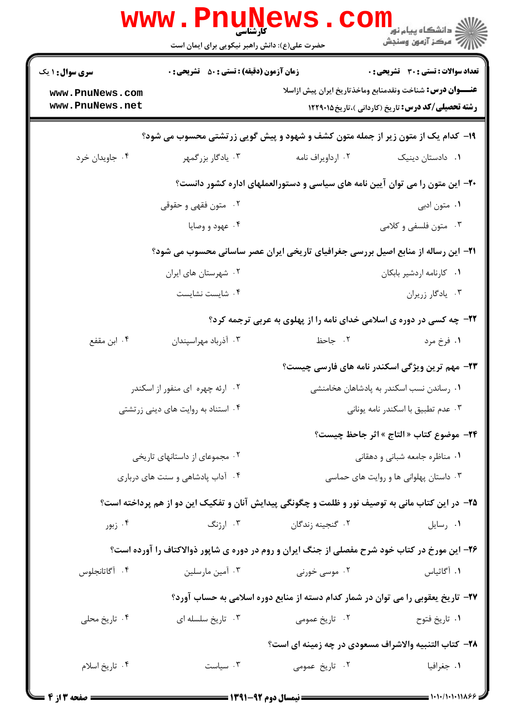**سری سوال:** ۱ یک | **زمان آزمون (دقیقه) : تستی :** ۵۰ **تشریحی :** ۰ | **تعداد سوالات : تستی :** ۳۰ **تشریحی :** ۰

**عنـــوان درس:** شناخت ونقدمنابع وماخذتاریخ ایران پیش ازاسلا

**رشته تحصیلی/کد درس:** تاریخ (کاردانی )،تاریخ۱۲۲۹۰۱۵

۱۹- کدام یک از متون زیر از جمله متون کشف و شهود و پیش گویی زرتشتی محسوب می شود؟

۱. دادستان دینیک
۲. ارداویراف نامه
۳. یادگار بزرگمهر
۴. جاویدان خرد

۲۰- این متون را می توان آیین نامه های سیاسی و دستورالعملهای اداره کشور دانست؟

۱. متون ادبی
۲. متون فقهی و حقوقی
۳. متون فلسفی و کلامی
۴. عهود و وصایا

۲۱- این رساله از منابع اصیل بررسی جغرافیای تاریخی ایران عصر ساسانی محسوب می شود؟

۱. کارنامه اردشیر بابکان
۲. شهرستان های ایران
۳. یادگار زریران
۴. شایست نشایست

۲۲- چه کسی در دوره ی اسلامی خدای نامه را از پهلوی به عربی ترجمه کرد؟

۱. فرخ مرد
۲. جاحظ
۳. آذرباد مهراسپندان
۴. ابن مقفع

۲۳- مهم ترین ویژگی اسکندر نامه های فارسی چیست؟

۱. رساندن نسب اسکندر به پادشاهان هخامنشی
۲. ارئه چهره ای منفور از اسکندر
۳. عدم تطبیق با اسکندر نامه یونانی
۴. استناد به روایت های دینی زرتشتی

۲۴- موضوع کتاب « التاج » اثر جاحظ چیست؟

۱. مناظره جامعه شبانی و دهقانی
۲. مجموعای از داستانهای تاریخی
۳. داستان پهلوانی ها و روایت های حماسی
۴. آداب پادشاهی و سنت های درباری

۲۵- در این کتاب مانی به توصیف نور و ظلمت و چگونگی پیدایش آنان و تفکیک این دو از هم پرداخته است؟

۱. رسایل
۲. گنجینه زندگان
۳. ارژنگ
۴. زبور

۲۶- این مورخ در کتاب خود شرح مفصلی از جنگ ایران و روم در دوره ی شاپور ذوالاکتاف را آورده است؟

۱. آگاثیاس
۲. موسی خورنی
۳. آمین مارسلین
۴. آگاتانجلوس

۲۷- تاریخ یعقوبی را می توان در شمار کدام دسته از منابع دوره اسلامی به حساب آورد؟

۱. تاریخ فتوح
۲. تاریخ عمومی
۳. تاریخ سلسله ای
۴. تاریخ محلی

۲۸- کتاب التنبیه والاشراف مسعودی در چه زمینه ای است؟

۱. جغرافیا
۲. تاریخ عمومی
۳. سیاست
۴. تاریخ اسلام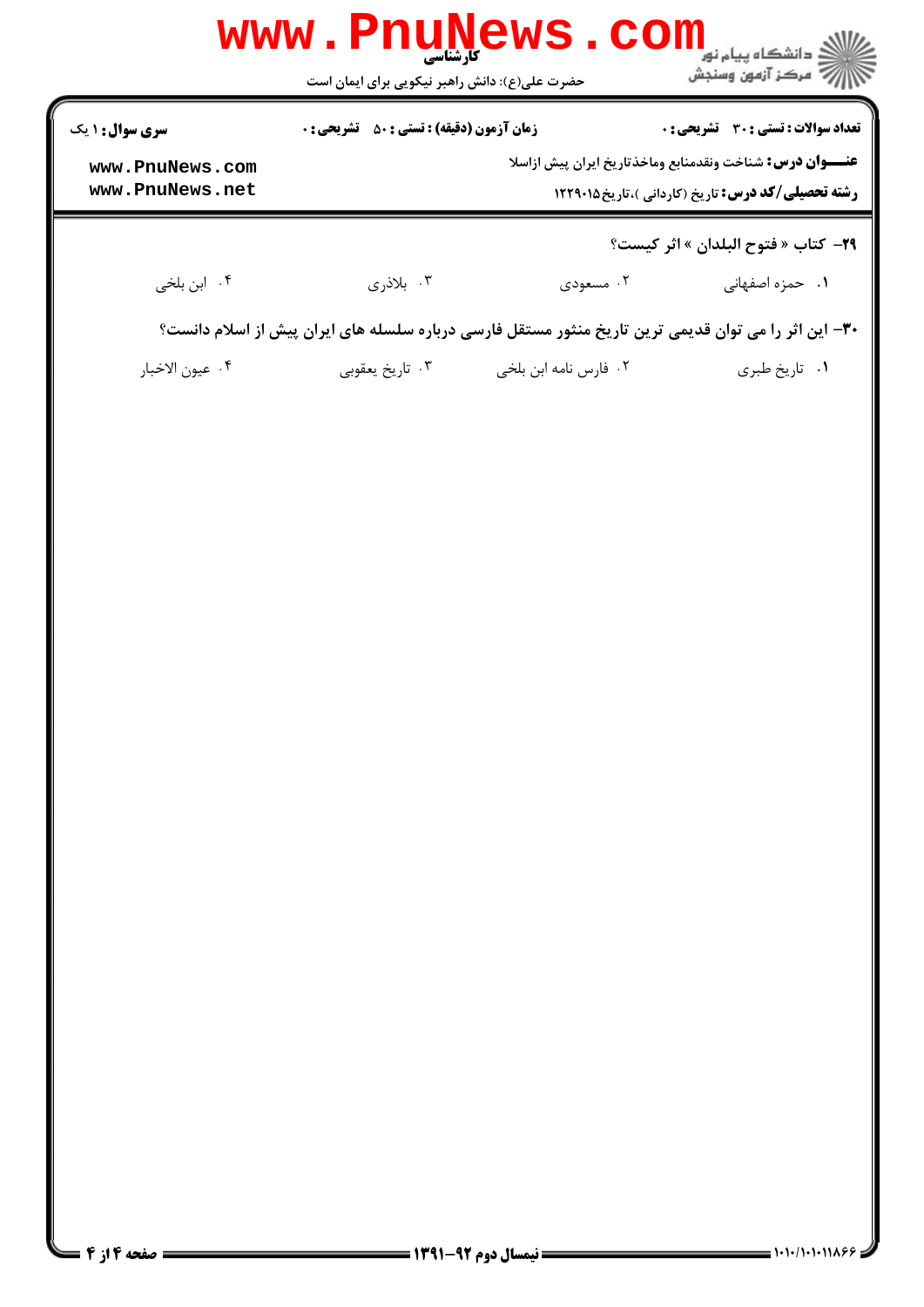۲۹- کتاب « فتوح البلدان » اثر کیست؟

۱. حمزه اصفهانی
۲. مسعودی
۳. بلاذری
۴. ابن بلخی

۳۰- این اثر را می توان قدیمی ترین تاریخ منثور مستقل فارسی درباره سلسله های ایران پیش از اسلام دانست؟

۱. تاریخ طبری
۲. فارس نامه ابن بلخی
۳. تاریخ یعقوبی
۴. عیون الاخبار